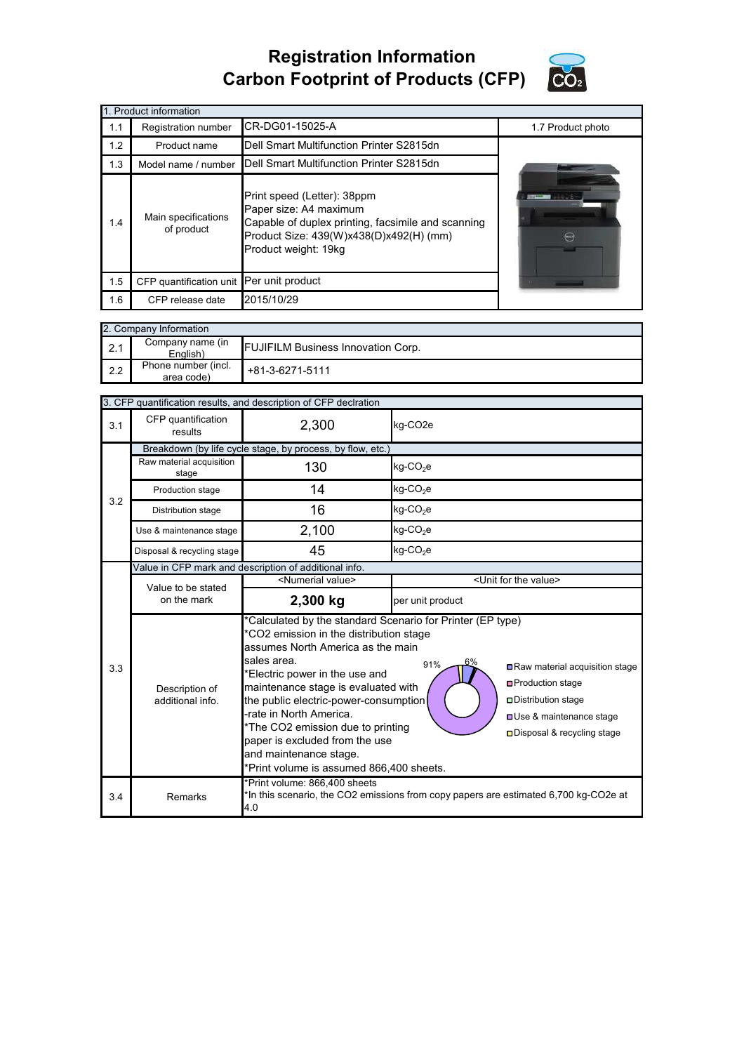# Registration Information
# Carbon Footprint of Products (CFP)

| 1. Product information | | | |
|---|---|---|---|
| 1.1 | Registration number | CR-DG01-15025-A | 1.7 Product photo |
| 1.2 | Product name | Dell Smart Multifunction Printer S2815dn | |
| 1.3 | Model name / number | Dell Smart Multifunction Printer S2815dn | |
| 1.4 | Main specifications of product | Print speed (Letter): 38ppm<br>Paper size: A4 maximum<br>Capable of duplex printing, facsimile and scanning<br>Product Size: 439(W)x438(D)x492(H) (mm)<br>Product weight: 19kg | |
| 1.5 | CFP quantification unit | Per unit product | |
| 1.6 | CFP release date | 2015/10/29 | |

| 2. Company Information | | |
|---|---|---|
| 2.1 | Company name (in English) | FUJIFILM Business Innovation Corp. |
| 2.2 | Phone number (incl. area code) | +81-3-6271-5111 |

| 3. CFP quantification results, and description of CFP declration | | | |
|---|---|---|---|
| 3.1 | CFP quantification results | 2,300 | kg-CO2e |
| 3.2 | Breakdown (by life cycle stage, by process, by flow, etc.) | | |
| | Raw material acquisition stage | 130 | kg-$CO_2$e |
| | Production stage | 14 | kg-$CO_2$e |
| | Distribution stage | 16 | kg-$CO_2$e |
| | Use & maintenance stage | 2,100 | kg-$CO_2$e |
| | Disposal & recycling stage | 45 | kg-$CO_2$e |
| 3.3 | Value in CFP mark and description of additional info. | | |
| | Value to be stated on the mark | <Numerial value> | <Unit for the value> |
| | | **2,300 kg** | per unit product |
| | Description of additional info. | *Calculated by the standard Scenario for Printer (EP type)<br>*CO2 emission in the distribution stage assumes North America as the main sales area.<br>*Electric power in the use and maintenance stage is evaluated with the public electric-power-consumption -rate in North America.<br>*The CO2 emission due to printing paper is excluded from the use and maintenance stage.<br>*Print volume is assumed 866,400 sheets.<br>(Chart: 91%, 6%; Raw material acquisition stage, Production stage, Distribution stage, Use & maintenance stage, Disposal & recycling stage) | |
| 3.4 | Remarks | *Print volume: 866,400 sheets<br>*In this scenario, the CO2 emissions from copy papers are estimated 6,700 kg-CO2e at 4.0 | |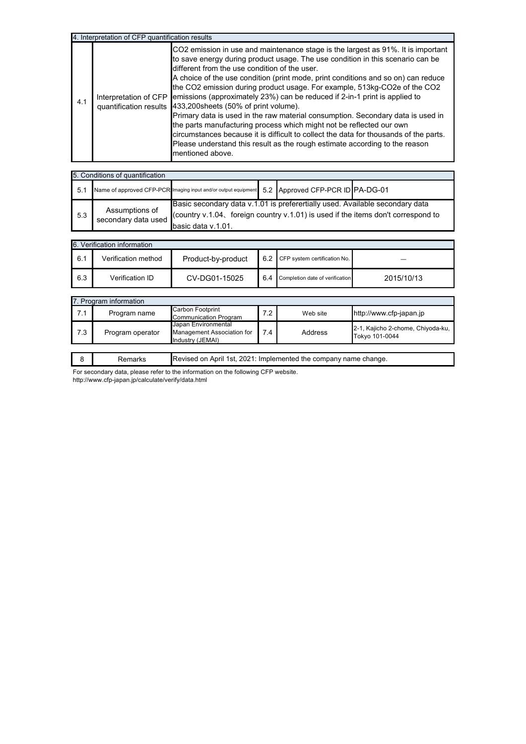| 4. Interpretation of CFP quantification results | | |
|---|---|---|
| 4.1 | Interpretation of CFP quantification results | $CO_2$ emission in use and maintenance stage is the largest as 91%. It is important to save energy during product usage. The use condition in this scenario can be different from the use condition of the user.<br>A choice of the use condition (print mode, print conditions and so on) can reduce the $CO_2$ emission during product usage. For example, 513kg-$CO_2e$ of the $CO_2$ emissions (approximately 23%) can be reduced if 2-in-1 print is applied to 433,200sheets (50% of print volume).<br>Primary data is used in the raw material consumption. Secondary data is used in the parts manufacturing process which might not be reflected our own circumstances because it is difficult to collect the data for thousands of the parts. Please understand this result as the rough estimate according to the reason mentioned above. |

| 5. Conditions of quantification | | | | | |
|---|---|---|---|---|---|
| 5.1 | Name of approved CFP-PCR | Imaging input and/or output equipment | 5.2 | Approved CFP-PCR ID | PA-DG-01 |
| 5.3 | Assumptions of secondary data used | Basic secondary data v.1.01 is preferertially used. Available secondary data (country v.1.04、 foreign country v.1.01) is used if the items don't correspond to basic data v.1.01. | | | |

| 6. Verification information | | | | | |
|---|---|---|---|---|---|
| 6.1 | Verification method | Product-by-product | 6.2 | CFP system certification No. | — |
| 6.3 | Verification ID | CV-DG01-15025 | 6.4 | Completion date of verification | 2015/10/13 |

| 7. Program information | | | | | |
|---|---|---|---|---|---|
| 7.1 | Program name | Carbon Footprint Communication Program | 7.2 | Web site | http://www.cfp-japan.jp |
| 7.3 | Program operator | Japan Environmental Management Association for Industry (JEMAI) | 7.4 | Address | 2-1, Kajicho 2-chome, Chiyoda-ku, Tokyo 101-0044 |

| | | |
|---|---|---|
| 8 | Remarks | Revised on April 1st, 2021: Implemented the company name change. |

For secondary data, please refer to the information on the following CFP website.
http://www.cfp-japan.jp/calculate/verify/data.html